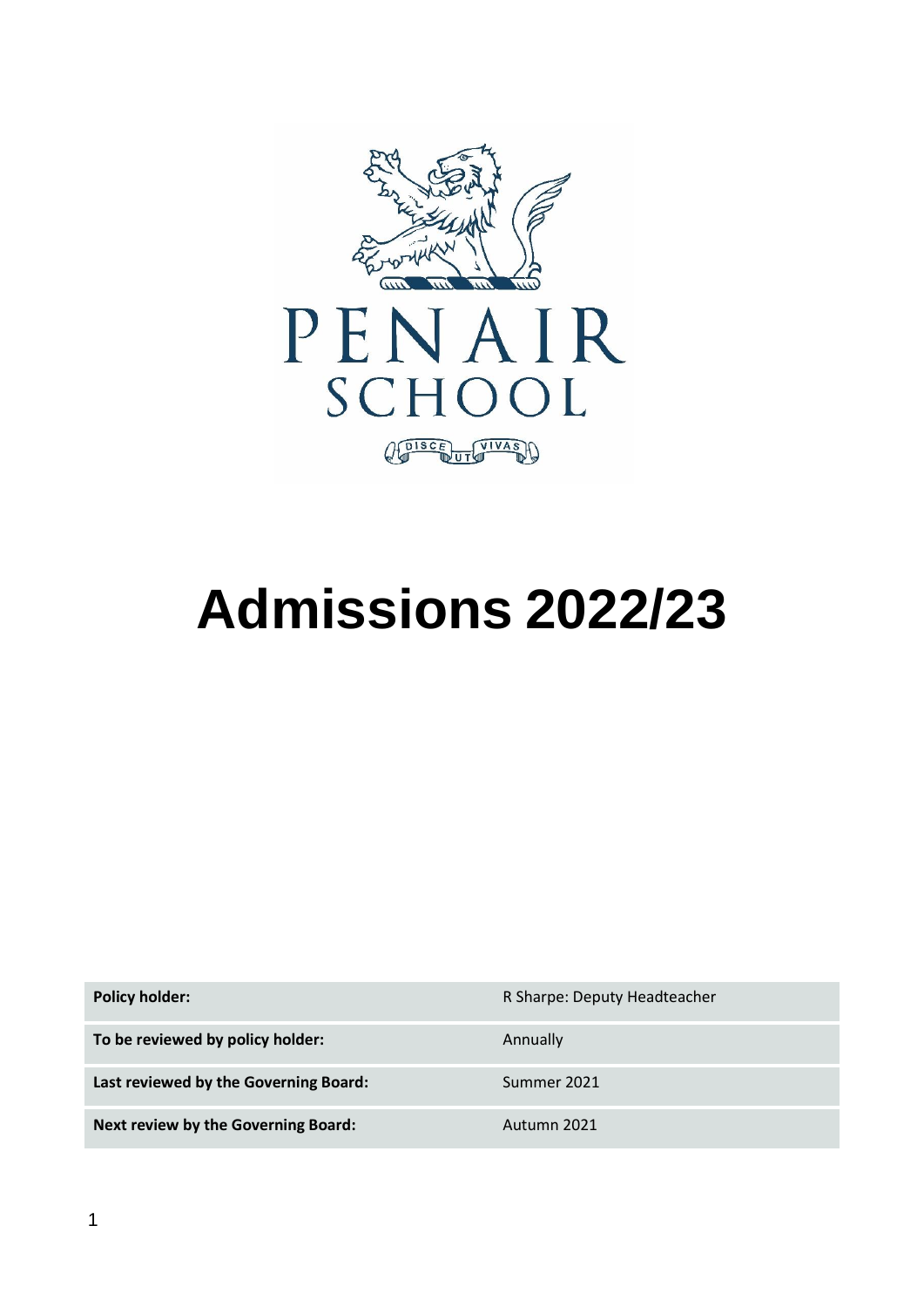PENAIR
SCHOOL

DISCE UT VIVAS

# Admissions 2022/23

| **Policy holder:** | R Sharpe: Deputy Headteacher |
| --- | --- |
| **To be reviewed by policy holder:** | Annually |
| **Last reviewed by the Governing Board:** | Summer 2021 |
| **Next review by the Governing Board:** | Autumn 2021 |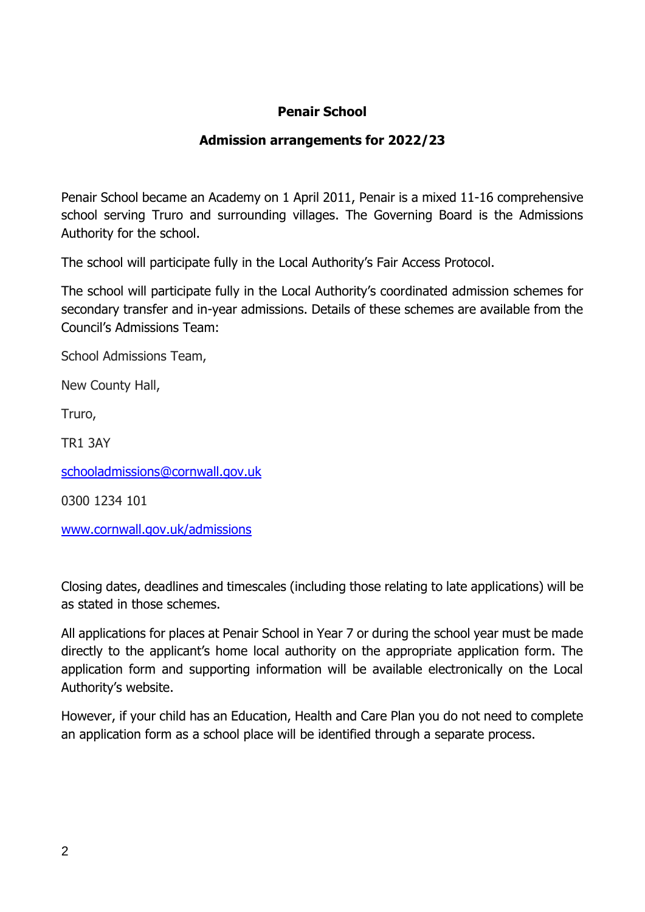**Penair School**

**Admission arrangements for 2022/23**

Penair School became an Academy on 1 April 2011, Penair is a mixed 11-16 comprehensive school serving Truro and surrounding villages. The Governing Board is the Admissions Authority for the school.

The school will participate fully in the Local Authority's Fair Access Protocol.

The school will participate fully in the Local Authority's coordinated admission schemes for secondary transfer and in-year admissions. Details of these schemes are available from the Council's Admissions Team:

School Admissions Team,

New County Hall,

Truro,

TR1 3AY

schooladmissions@cornwall.gov.uk

0300 1234 101

www.cornwall.gov.uk/admissions

Closing dates, deadlines and timescales (including those relating to late applications) will be as stated in those schemes.

All applications for places at Penair School in Year 7 or during the school year must be made directly to the applicant's home local authority on the appropriate application form. The application form and supporting information will be available electronically on the Local Authority's website.

However, if your child has an Education, Health and Care Plan you do not need to complete an application form as a school place will be identified through a separate process.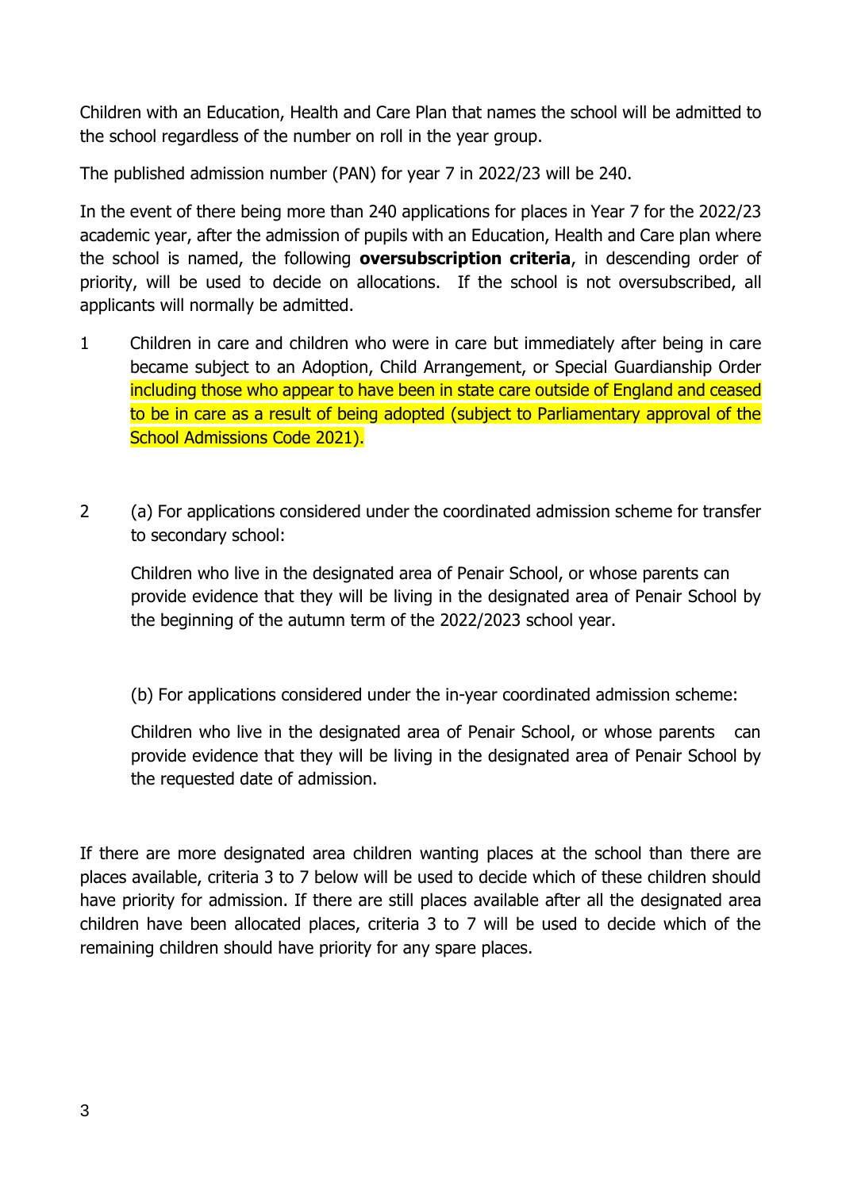Children with an Education, Health and Care Plan that names the school will be admitted to the school regardless of the number on roll in the year group.

The published admission number (PAN) for year 7 in 2022/23 will be 240.

In the event of there being more than 240 applications for places in Year 7 for the 2022/23 academic year, after the admission of pupils with an Education, Health and Care plan where the school is named, the following **oversubscription criteria**, in descending order of priority, will be used to decide on allocations. If the school is not oversubscribed, all applicants will normally be admitted.

1. Children in care and children who were in care but immediately after being in care became subject to an Adoption, Child Arrangement, or Special Guardianship Order including those who appear to have been in state care outside of England and ceased to be in care as a result of being adopted (subject to Parliamentary approval of the School Admissions Code 2021).

2. (a) For applications considered under the coordinated admission scheme for transfer to secondary school:

   Children who live in the designated area of Penair School, or whose parents can provide evidence that they will be living in the designated area of Penair School by the beginning of the autumn term of the 2022/2023 school year.

   (b) For applications considered under the in-year coordinated admission scheme:

   Children who live in the designated area of Penair School, or whose parents can provide evidence that they will be living in the designated area of Penair School by the requested date of admission.

If there are more designated area children wanting places at the school than there are places available, criteria 3 to 7 below will be used to decide which of these children should have priority for admission. If there are still places available after all the designated area children have been allocated places, criteria 3 to 7 will be used to decide which of the remaining children should have priority for any spare places.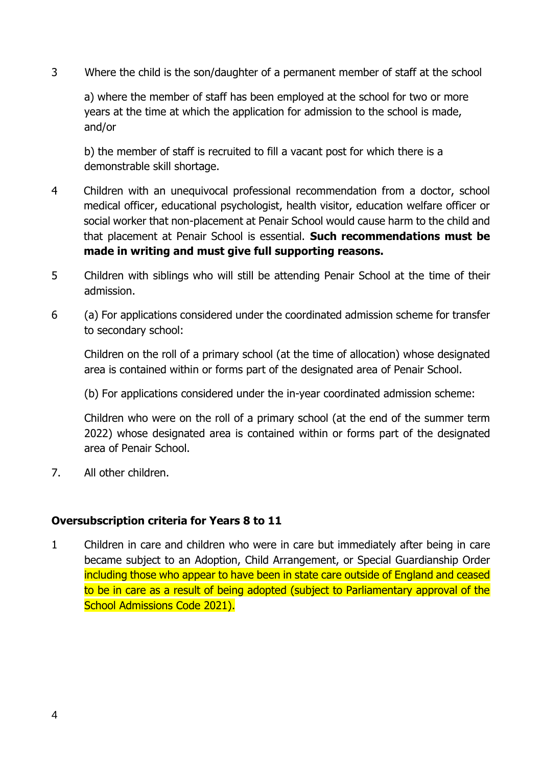3 Where the child is the son/daughter of a permanent member of staff at the school

   a) where the member of staff has been employed at the school for two or more years at the time at which the application for admission to the school is made, and/or

   b) the member of staff is recruited to fill a vacant post for which there is a demonstrable skill shortage.

4 Children with an unequivocal professional recommendation from a doctor, school medical officer, educational psychologist, health visitor, education welfare officer or social worker that non-placement at Penair School would cause harm to the child and that placement at Penair School is essential. **Such recommendations must be made in writing and must give full supporting reasons.**

5 Children with siblings who will still be attending Penair School at the time of their admission.

6 (a) For applications considered under the coordinated admission scheme for transfer to secondary school:

   Children on the roll of a primary school (at the time of allocation) whose designated area is contained within or forms part of the designated area of Penair School.

   (b) For applications considered under the in-year coordinated admission scheme:

   Children who were on the roll of a primary school (at the end of the summer term 2022) whose designated area is contained within or forms part of the designated area of Penair School.

7. All other children.

## Oversubscription criteria for Years 8 to 11

1 Children in care and children who were in care but immediately after being in care became subject to an Adoption, Child Arrangement, or Special Guardianship Order including those who appear to have been in state care outside of England and ceased to be in care as a result of being adopted (subject to Parliamentary approval of the School Admissions Code 2021).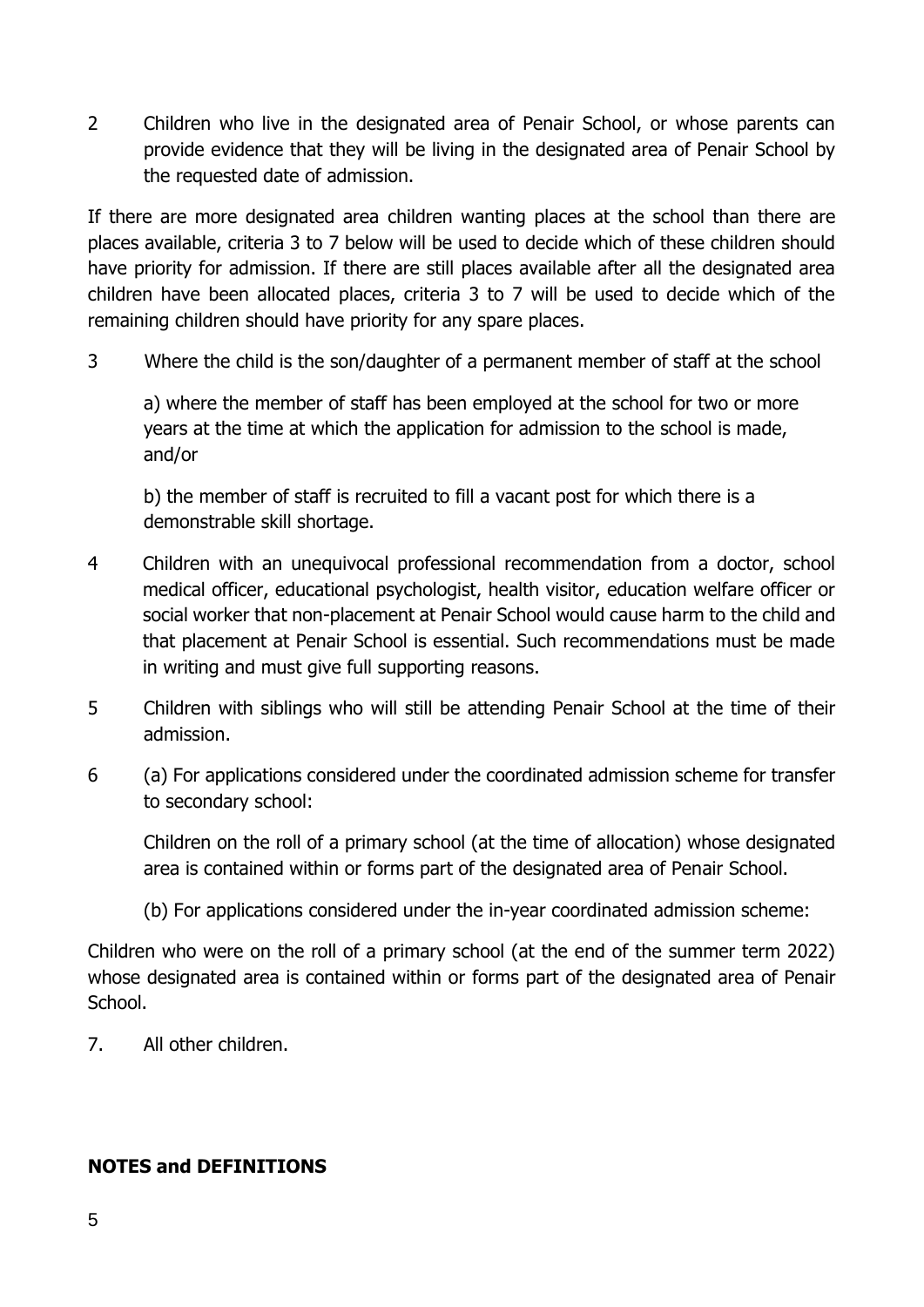2 Children who live in the designated area of Penair School, or whose parents can provide evidence that they will be living in the designated area of Penair School by the requested date of admission.

If there are more designated area children wanting places at the school than there are places available, criteria 3 to 7 below will be used to decide which of these children should have priority for admission. If there are still places available after all the designated area children have been allocated places, criteria 3 to 7 will be used to decide which of the remaining children should have priority for any spare places.

3 Where the child is the son/daughter of a permanent member of staff at the school

a) where the member of staff has been employed at the school for two or more years at the time at which the application for admission to the school is made, and/or

b) the member of staff is recruited to fill a vacant post for which there is a demonstrable skill shortage.

4 Children with an unequivocal professional recommendation from a doctor, school medical officer, educational psychologist, health visitor, education welfare officer or social worker that non-placement at Penair School would cause harm to the child and that placement at Penair School is essential. Such recommendations must be made in writing and must give full supporting reasons.

5 Children with siblings who will still be attending Penair School at the time of their admission.

6 (a) For applications considered under the coordinated admission scheme for transfer to secondary school:

Children on the roll of a primary school (at the time of allocation) whose designated area is contained within or forms part of the designated area of Penair School.

(b) For applications considered under the in-year coordinated admission scheme:

Children who were on the roll of a primary school (at the end of the summer term 2022) whose designated area is contained within or forms part of the designated area of Penair School.

7. All other children.

**NOTES and DEFINITIONS**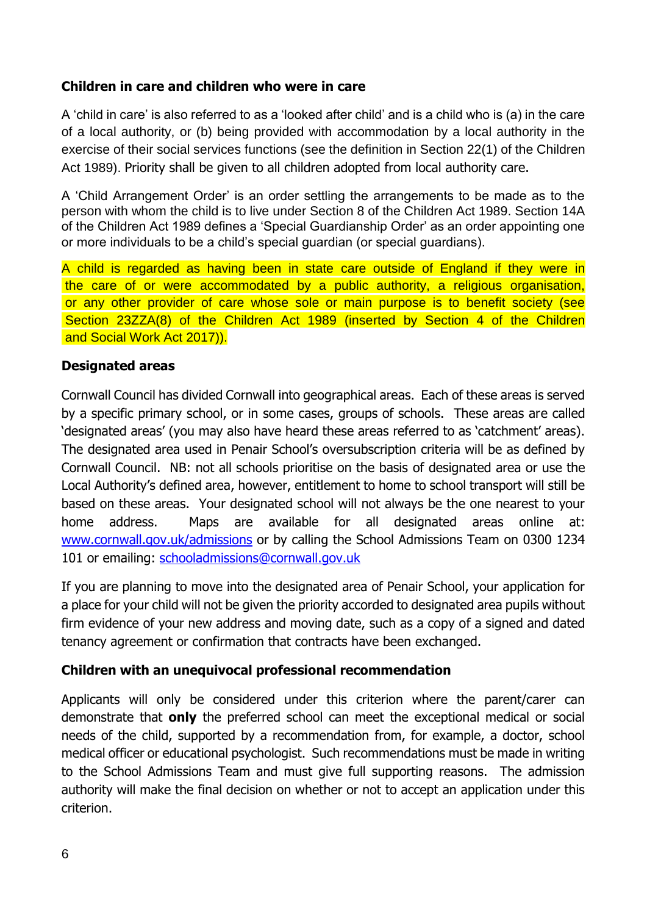**Children in care and children who were in care**

A 'child in care' is also referred to as a 'looked after child' and is a child who is (a) in the care of a local authority, or (b) being provided with accommodation by a local authority in the exercise of their social services functions (see the definition in Section 22(1) of the Children Act 1989). Priority shall be given to all children adopted from local authority care.

A 'Child Arrangement Order' is an order settling the arrangements to be made as to the person with whom the child is to live under Section 8 of the Children Act 1989. Section 14A of the Children Act 1989 defines a 'Special Guardianship Order' as an order appointing one or more individuals to be a child's special guardian (or special guardians).

A child is regarded as having been in state care outside of England if they were in the care of or were accommodated by a public authority, a religious organisation, or any other provider of care whose sole or main purpose is to benefit society (see Section 23ZZA(8) of the Children Act 1989 (inserted by Section 4 of the Children and Social Work Act 2017)).

**Designated areas**

Cornwall Council has divided Cornwall into geographical areas. Each of these areas is served by a specific primary school, or in some cases, groups of schools. These areas are called 'designated areas' (you may also have heard these areas referred to as 'catchment' areas). The designated area used in Penair School's oversubscription criteria will be as defined by Cornwall Council. NB: not all schools prioritise on the basis of designated area or use the Local Authority's defined area, however, entitlement to home to school transport will still be based on these areas. Your designated school will not always be the one nearest to your home address. Maps are available for all designated areas online at: www.cornwall.gov.uk/admissions or by calling the School Admissions Team on 0300 1234 101 or emailing: schooladmissions@cornwall.gov.uk

If you are planning to move into the designated area of Penair School, your application for a place for your child will not be given the priority accorded to designated area pupils without firm evidence of your new address and moving date, such as a copy of a signed and dated tenancy agreement or confirmation that contracts have been exchanged.

**Children with an unequivocal professional recommendation**

Applicants will only be considered under this criterion where the parent/carer can demonstrate that **only** the preferred school can meet the exceptional medical or social needs of the child, supported by a recommendation from, for example, a doctor, school medical officer or educational psychologist. Such recommendations must be made in writing to the School Admissions Team and must give full supporting reasons. The admission authority will make the final decision on whether or not to accept an application under this criterion.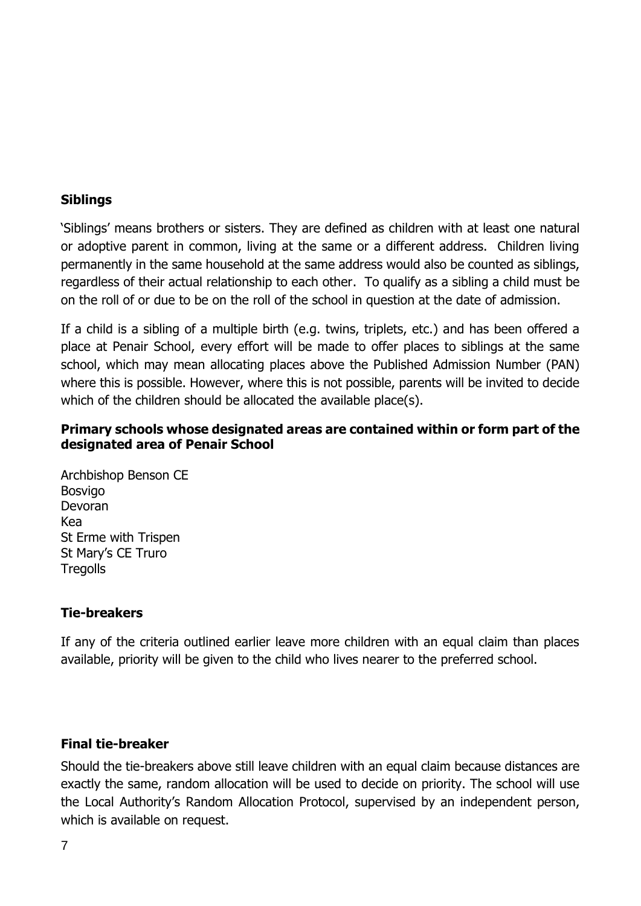**Siblings**

'Siblings' means brothers or sisters. They are defined as children with at least one natural or adoptive parent in common, living at the same or a different address. Children living permanently in the same household at the same address would also be counted as siblings, regardless of their actual relationship to each other. To qualify as a sibling a child must be on the roll of or due to be on the roll of the school in question at the date of admission.

If a child is a sibling of a multiple birth (e.g. twins, triplets, etc.) and has been offered a place at Penair School, every effort will be made to offer places to siblings at the same school, which may mean allocating places above the Published Admission Number (PAN) where this is possible. However, where this is not possible, parents will be invited to decide which of the children should be allocated the available place(s).

**Primary schools whose designated areas are contained within or form part of the designated area of Penair School**

Archbishop Benson CE  
Bosvigo  
Devoran  
Kea  
St Erme with Trispen  
St Mary's CE Truro  
Tregolls

**Tie-breakers**

If any of the criteria outlined earlier leave more children with an equal claim than places available, priority will be given to the child who lives nearer to the preferred school.

**Final tie-breaker**

Should the tie-breakers above still leave children with an equal claim because distances are exactly the same, random allocation will be used to decide on priority. The school will use the Local Authority's Random Allocation Protocol, supervised by an independent person, which is available on request.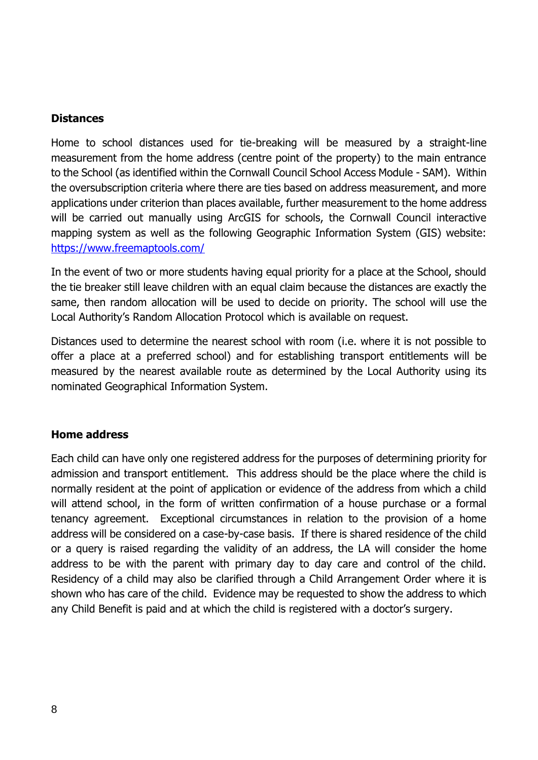**Distances**

Home to school distances used for tie-breaking will be measured by a straight-line measurement from the home address (centre point of the property) to the main entrance to the School (as identified within the Cornwall Council School Access Module - SAM). Within the oversubscription criteria where there are ties based on address measurement, and more applications under criterion than places available, further measurement to the home address will be carried out manually using ArcGIS for schools, the Cornwall Council interactive mapping system as well as the following Geographic Information System (GIS) website: https://www.freemaptools.com/

In the event of two or more students having equal priority for a place at the School, should the tie breaker still leave children with an equal claim because the distances are exactly the same, then random allocation will be used to decide on priority. The school will use the Local Authority's Random Allocation Protocol which is available on request.

Distances used to determine the nearest school with room (i.e. where it is not possible to offer a place at a preferred school) and for establishing transport entitlements will be measured by the nearest available route as determined by the Local Authority using its nominated Geographical Information System.

**Home address**

Each child can have only one registered address for the purposes of determining priority for admission and transport entitlement. This address should be the place where the child is normally resident at the point of application or evidence of the address from which a child will attend school, in the form of written confirmation of a house purchase or a formal tenancy agreement. Exceptional circumstances in relation to the provision of a home address will be considered on a case-by-case basis. If there is shared residence of the child or a query is raised regarding the validity of an address, the LA will consider the home address to be with the parent with primary day to day care and control of the child. Residency of a child may also be clarified through a Child Arrangement Order where it is shown who has care of the child. Evidence may be requested to show the address to which any Child Benefit is paid and at which the child is registered with a doctor's surgery.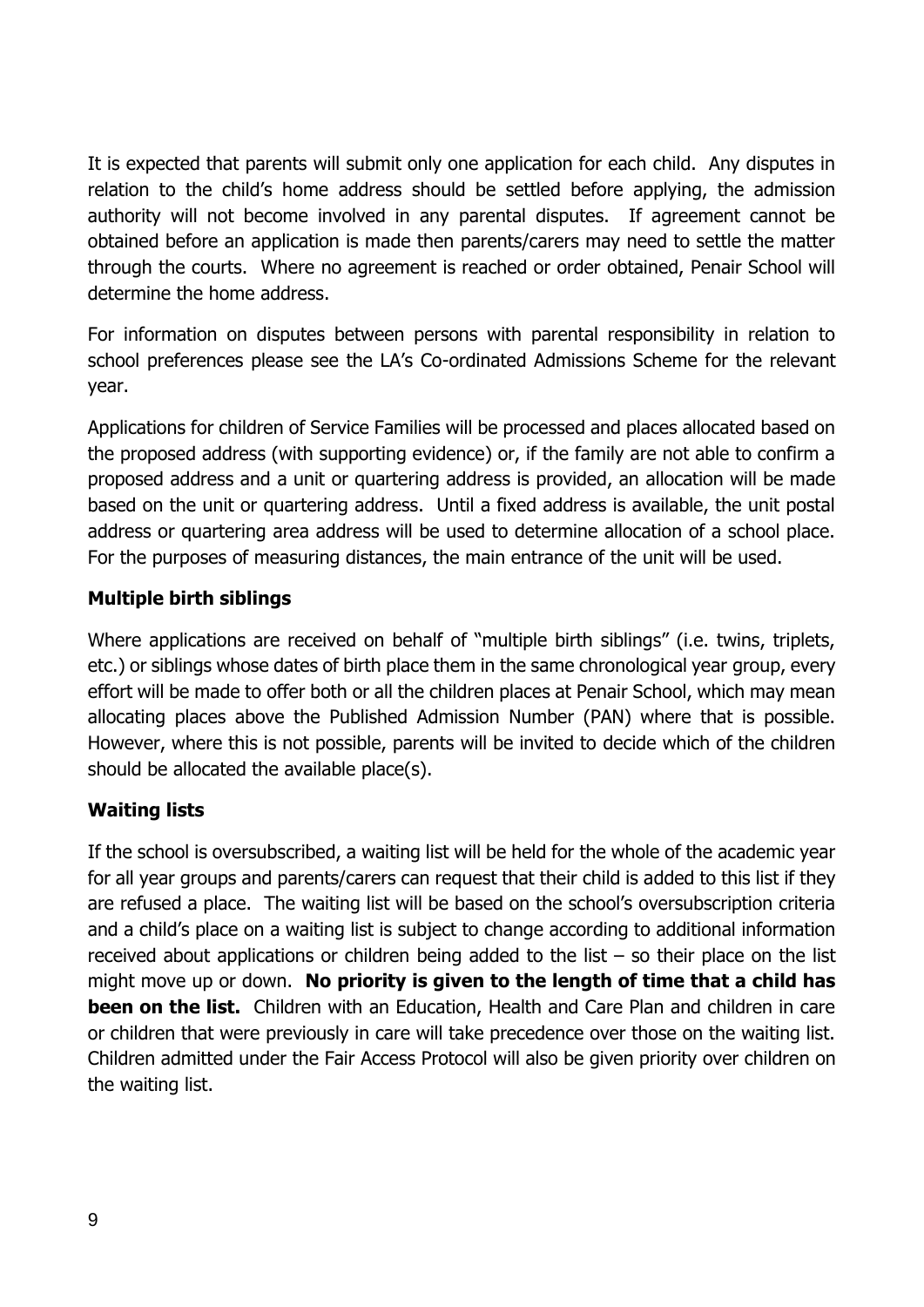It is expected that parents will submit only one application for each child. Any disputes in relation to the child's home address should be settled before applying, the admission authority will not become involved in any parental disputes. If agreement cannot be obtained before an application is made then parents/carers may need to settle the matter through the courts. Where no agreement is reached or order obtained, Penair School will determine the home address.

For information on disputes between persons with parental responsibility in relation to school preferences please see the LA's Co-ordinated Admissions Scheme for the relevant year.

Applications for children of Service Families will be processed and places allocated based on the proposed address (with supporting evidence) or, if the family are not able to confirm a proposed address and a unit or quartering address is provided, an allocation will be made based on the unit or quartering address. Until a fixed address is available, the unit postal address or quartering area address will be used to determine allocation of a school place. For the purposes of measuring distances, the main entrance of the unit will be used.

### Multiple birth siblings

Where applications are received on behalf of "multiple birth siblings" (i.e. twins, triplets, etc.) or siblings whose dates of birth place them in the same chronological year group, every effort will be made to offer both or all the children places at Penair School, which may mean allocating places above the Published Admission Number (PAN) where that is possible. However, where this is not possible, parents will be invited to decide which of the children should be allocated the available place(s).

### Waiting lists

If the school is oversubscribed, a waiting list will be held for the whole of the academic year for all year groups and parents/carers can request that their child is added to this list if they are refused a place. The waiting list will be based on the school's oversubscription criteria and a child's place on a waiting list is subject to change according to additional information received about applications or children being added to the list – so their place on the list might move up or down. **No priority is given to the length of time that a child has been on the list.** Children with an Education, Health and Care Plan and children in care or children that were previously in care will take precedence over those on the waiting list. Children admitted under the Fair Access Protocol will also be given priority over children on the waiting list.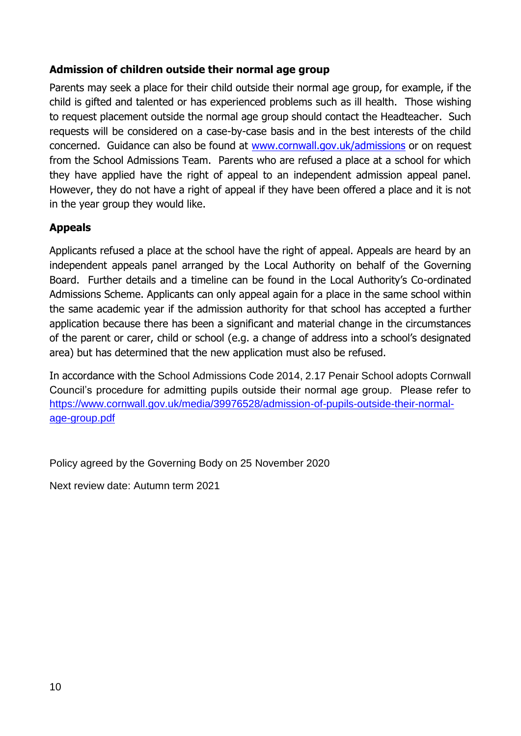**Admission of children outside their normal age group**

Parents may seek a place for their child outside their normal age group, for example, if the child is gifted and talented or has experienced problems such as ill health. Those wishing to request placement outside the normal age group should contact the Headteacher. Such requests will be considered on a case-by-case basis and in the best interests of the child concerned. Guidance can also be found at [www.cornwall.gov.uk/admissions](www.cornwall.gov.uk/admissions) or on request from the School Admissions Team. Parents who are refused a place at a school for which they have applied have the right of appeal to an independent admission appeal panel. However, they do not have a right of appeal if they have been offered a place and it is not in the year group they would like.

**Appeals**

Applicants refused a place at the school have the right of appeal. Appeals are heard by an independent appeals panel arranged by the Local Authority on behalf of the Governing Board. Further details and a timeline can be found in the Local Authority's Co-ordinated Admissions Scheme. Applicants can only appeal again for a place in the same school within the same academic year if the admission authority for that school has accepted a further application because there has been a significant and material change in the circumstances of the parent or carer, child or school (e.g. a change of address into a school's designated area) but has determined that the new application must also be refused.

In accordance with the School Admissions Code 2014, 2.17 Penair School adopts Cornwall Council's procedure for admitting pupils outside their normal age group. Please refer to [https://www.cornwall.gov.uk/media/39976528/admission-of-pupils-outside-their-normal-age-group.pdf](https://www.cornwall.gov.uk/media/39976528/admission-of-pupils-outside-their-normal-age-group.pdf)

Policy agreed by the Governing Body on 25 November 2020

Next review date: Autumn term 2021